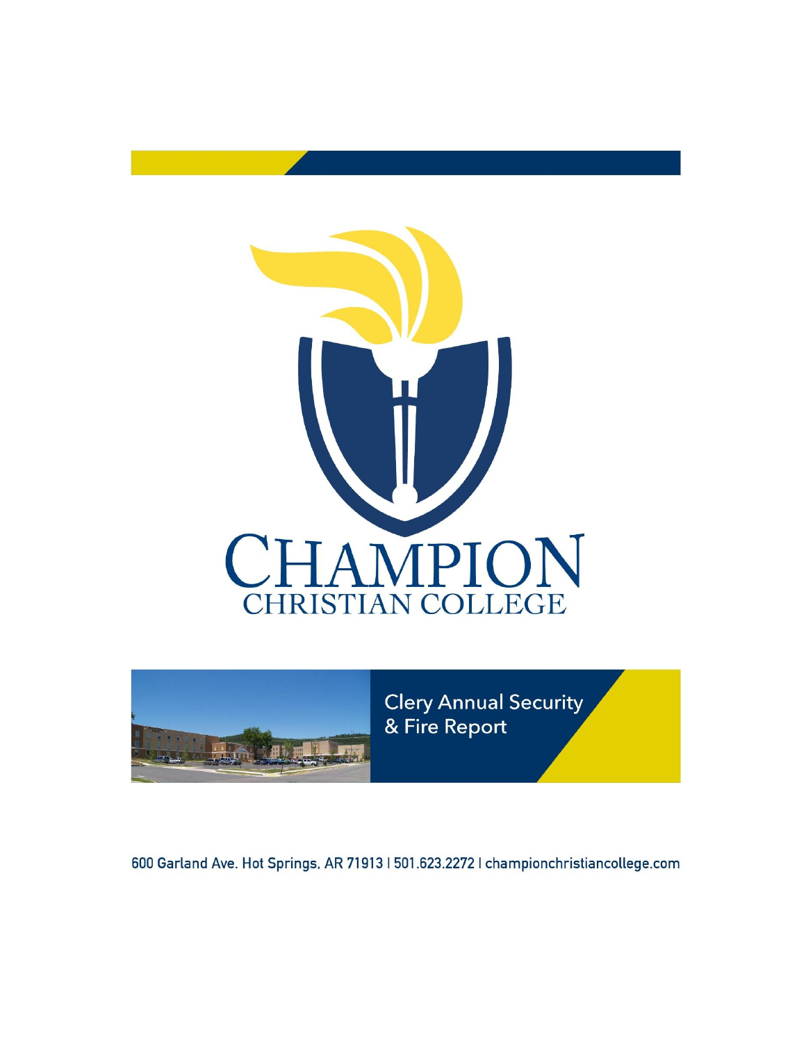# CHAMPION CHRISTIAN COLLEGE

## Clery Annual Security & Fire Report

600 Garland Ave. Hot Springs, AR 71913 | 501.623.2272 | championchristiancollege.com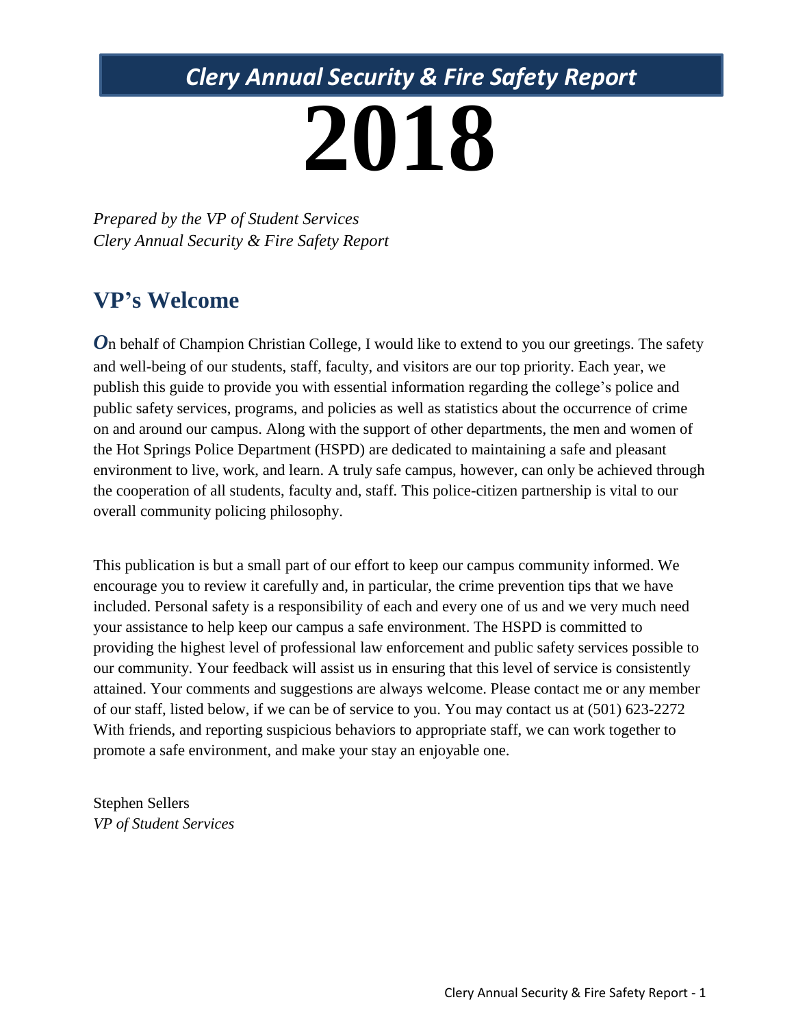# Clery Annual Security & Fire Safety Report

# 2018

*Prepared by the VP of Student Services*
*Clery Annual Security & Fire Safety Report*

## VP's Welcome

***O***n behalf of Champion Christian College, I would like to extend to you our greetings. The safety and well-being of our students, staff, faculty, and visitors are our top priority. Each year, we publish this guide to provide you with essential information regarding the college's police and public safety services, programs, and policies as well as statistics about the occurrence of crime on and around our campus. Along with the support of other departments, the men and women of the Hot Springs Police Department (HSPD) are dedicated to maintaining a safe and pleasant environment to live, work, and learn. A truly safe campus, however, can only be achieved through the cooperation of all students, faculty and, staff. This police-citizen partnership is vital to our overall community policing philosophy.

This publication is but a small part of our effort to keep our campus community informed. We encourage you to review it carefully and, in particular, the crime prevention tips that we have included. Personal safety is a responsibility of each and every one of us and we very much need your assistance to help keep our campus a safe environment. The HSPD is committed to providing the highest level of professional law enforcement and public safety services possible to our community. Your feedback will assist us in ensuring that this level of service is consistently attained. Your comments and suggestions are always welcome. Please contact me or any member of our staff, listed below, if we can be of service to you. You may contact us at (501) 623-2272 With friends, and reporting suspicious behaviors to appropriate staff, we can work together to promote a safe environment, and make your stay an enjoyable one.

Stephen Sellers
*VP of Student Services*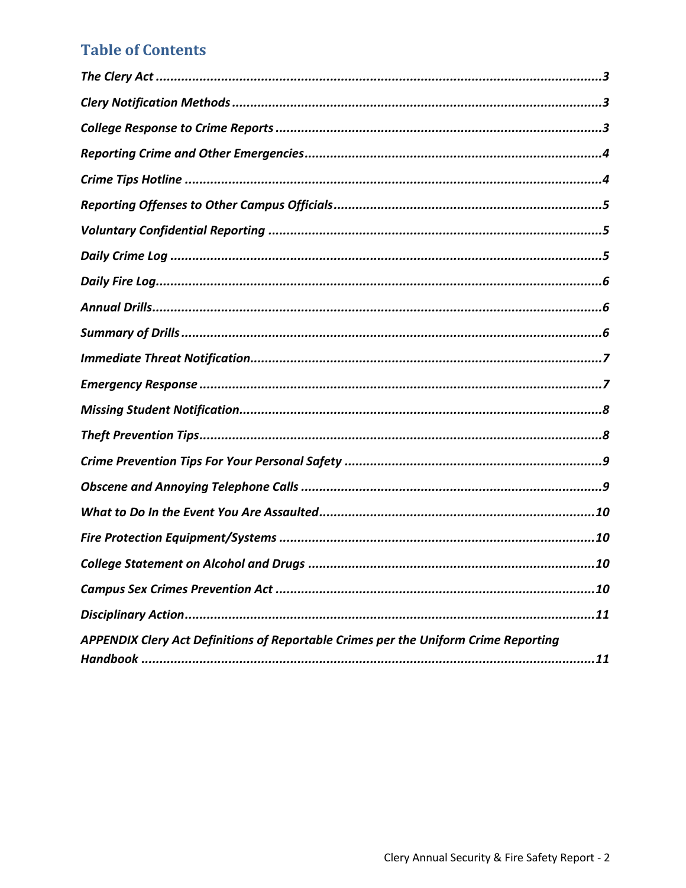## Table of Contents

*The Clery Act* ....................................................................................................3

*Clery Notification Methods* ....................................................................................3

*College Response to Crime Reports* ........................................................................3

*Reporting Crime and Other Emergencies* .................................................................4

*Crime Tips Hotline* ..................................................................................................4

*Reporting Offenses to Other Campus Officials* ........................................................5

*Voluntary Confidential Reporting* ...........................................................................5

*Daily Crime Log* .....................................................................................................5

*Daily Fire Log* .........................................................................................................6

*Annual Drills* ..........................................................................................................6

*Summary of Drills* ...................................................................................................6

*Immediate Threat Notification* ................................................................................7

*Emergency Response* ..............................................................................................7

*Missing Student Notification* ...................................................................................8

*Theft Prevention Tips* ..............................................................................................8

*Crime Prevention Tips For Your Personal Safety* ......................................................9

*Obscene and Annoying Telephone Calls* ..................................................................9

*What to Do In the Event You Are Assaulted* ...........................................................10

*Fire Protection Equipment/Systems* ......................................................................10

*College Statement on Alcohol and Drugs* .............................................................10

*Campus Sex Crimes Prevention Act* ......................................................................10

*Disciplinary Action* ................................................................................................11

*APPENDIX Clery Act Definitions of Reportable Crimes per the Uniform Crime Reporting Handbook* ............................................................................................................11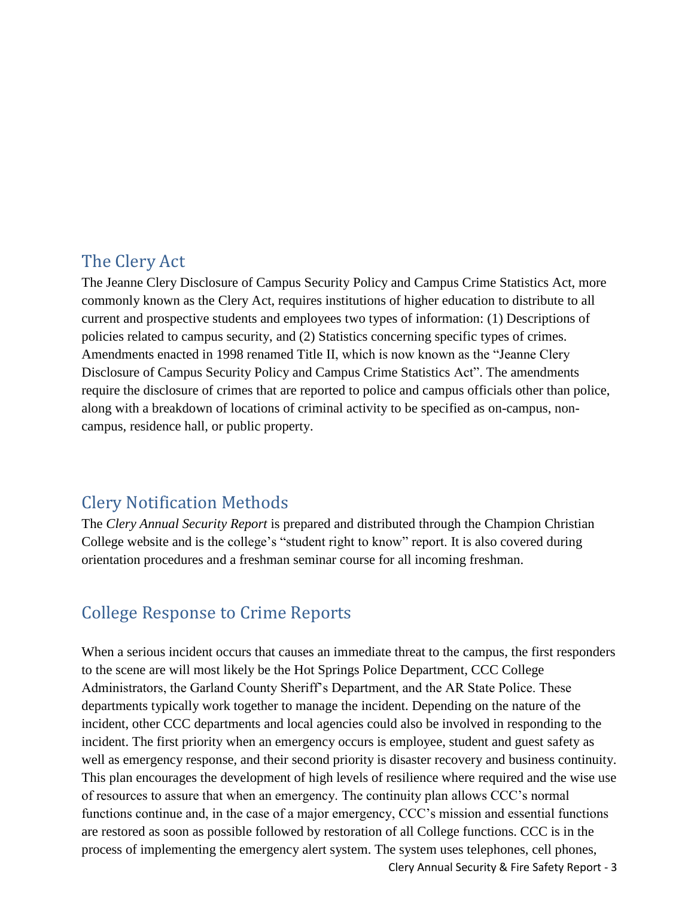## The Clery Act

The Jeanne Clery Disclosure of Campus Security Policy and Campus Crime Statistics Act, more commonly known as the Clery Act, requires institutions of higher education to distribute to all current and prospective students and employees two types of information: (1) Descriptions of policies related to campus security, and (2) Statistics concerning specific types of crimes. Amendments enacted in 1998 renamed Title II, which is now known as the "Jeanne Clery Disclosure of Campus Security Policy and Campus Crime Statistics Act". The amendments require the disclosure of crimes that are reported to police and campus officials other than police, along with a breakdown of locations of criminal activity to be specified as on-campus, non-campus, residence hall, or public property.

## Clery Notification Methods

The *Clery Annual Security Report* is prepared and distributed through the Champion Christian College website and is the college's "student right to know" report. It is also covered during orientation procedures and a freshman seminar course for all incoming freshman.

## College Response to Crime Reports

When a serious incident occurs that causes an immediate threat to the campus, the first responders to the scene are will most likely be the Hot Springs Police Department, CCC College Administrators, the Garland County Sheriff's Department, and the AR State Police. These departments typically work together to manage the incident. Depending on the nature of the incident, other CCC departments and local agencies could also be involved in responding to the incident. The first priority when an emergency occurs is employee, student and guest safety as well as emergency response, and their second priority is disaster recovery and business continuity. This plan encourages the development of high levels of resilience where required and the wise use of resources to assure that when an emergency. The continuity plan allows CCC's normal functions continue and, in the case of a major emergency, CCC's mission and essential functions are restored as soon as possible followed by restoration of all College functions. CCC is in the process of implementing the emergency alert system. The system uses telephones, cell phones,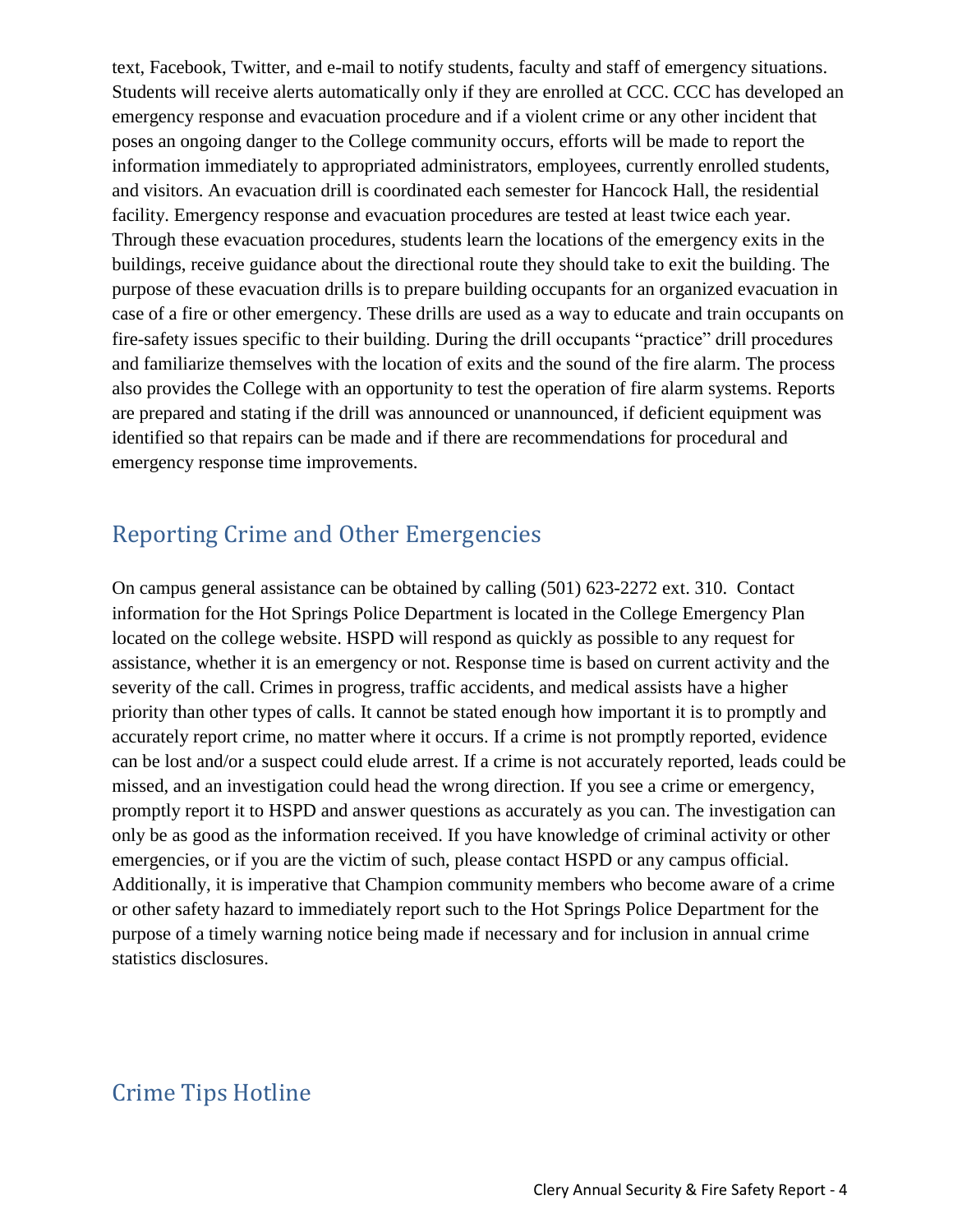text, Facebook, Twitter, and e-mail to notify students, faculty and staff of emergency situations. Students will receive alerts automatically only if they are enrolled at CCC. CCC has developed an emergency response and evacuation procedure and if a violent crime or any other incident that poses an ongoing danger to the College community occurs, efforts will be made to report the information immediately to appropriated administrators, employees, currently enrolled students, and visitors. An evacuation drill is coordinated each semester for Hancock Hall, the residential facility. Emergency response and evacuation procedures are tested at least twice each year. Through these evacuation procedures, students learn the locations of the emergency exits in the buildings, receive guidance about the directional route they should take to exit the building. The purpose of these evacuation drills is to prepare building occupants for an organized evacuation in case of a fire or other emergency. These drills are used as a way to educate and train occupants on fire-safety issues specific to their building. During the drill occupants "practice" drill procedures and familiarize themselves with the location of exits and the sound of the fire alarm. The process also provides the College with an opportunity to test the operation of fire alarm systems. Reports are prepared and stating if the drill was announced or unannounced, if deficient equipment was identified so that repairs can be made and if there are recommendations for procedural and emergency response time improvements.

## Reporting Crime and Other Emergencies

On campus general assistance can be obtained by calling (501) 623-2272 ext. 310. Contact information for the Hot Springs Police Department is located in the College Emergency Plan located on the college website. HSPD will respond as quickly as possible to any request for assistance, whether it is an emergency or not. Response time is based on current activity and the severity of the call. Crimes in progress, traffic accidents, and medical assists have a higher priority than other types of calls. It cannot be stated enough how important it is to promptly and accurately report crime, no matter where it occurs. If a crime is not promptly reported, evidence can be lost and/or a suspect could elude arrest. If a crime is not accurately reported, leads could be missed, and an investigation could head the wrong direction. If you see a crime or emergency, promptly report it to HSPD and answer questions as accurately as you can. The investigation can only be as good as the information received. If you have knowledge of criminal activity or other emergencies, or if you are the victim of such, please contact HSPD or any campus official. Additionally, it is imperative that Champion community members who become aware of a crime or other safety hazard to immediately report such to the Hot Springs Police Department for the purpose of a timely warning notice being made if necessary and for inclusion in annual crime statistics disclosures.

## Crime Tips Hotline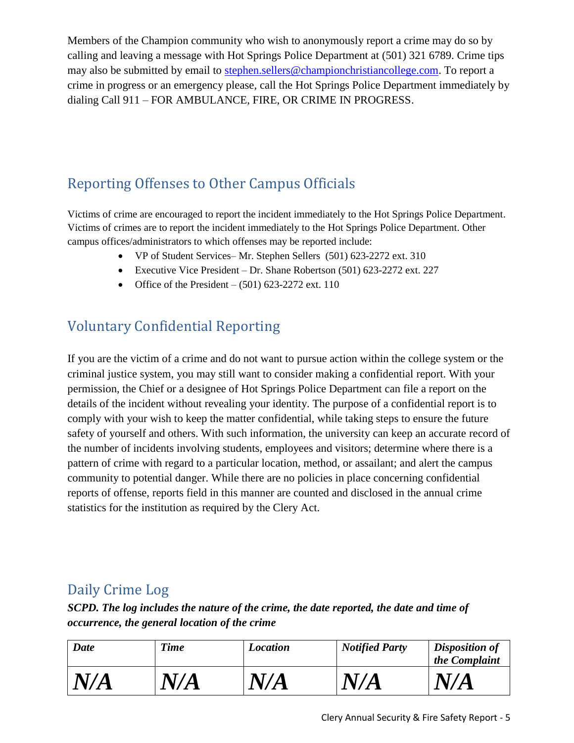Members of the Champion community who wish to anonymously report a crime may do so by calling and leaving a message with Hot Springs Police Department at (501) 321 6789. Crime tips may also be submitted by email to [stephen.sellers@championchristiancollege.com](mailto:stephen.sellers@championchristiancollege.com). To report a crime in progress or an emergency please, call the Hot Springs Police Department immediately by dialing Call 911 – FOR AMBULANCE, FIRE, OR CRIME IN PROGRESS.

## Reporting Offenses to Other Campus Officials

Victims of crime are encouraged to report the incident immediately to the Hot Springs Police Department. Victims of crimes are to report the incident immediately to the Hot Springs Police Department. Other campus offices/administrators to which offenses may be reported include:

- VP of Student Services– Mr. Stephen Sellers (501) 623-2272 ext. 310
- Executive Vice President – Dr. Shane Robertson (501) 623-2272 ext. 227
- Office of the President – (501) 623-2272 ext. 110

## Voluntary Confidential Reporting

If you are the victim of a crime and do not want to pursue action within the college system or the criminal justice system, you may still want to consider making a confidential report. With your permission, the Chief or a designee of Hot Springs Police Department can file a report on the details of the incident without revealing your identity. The purpose of a confidential report is to comply with your wish to keep the matter confidential, while taking steps to ensure the future safety of yourself and others. With such information, the university can keep an accurate record of the number of incidents involving students, employees and visitors; determine where there is a pattern of crime with regard to a particular location, method, or assailant; and alert the campus community to potential danger. While there are no policies in place concerning confidential reports of offense, reports field in this manner are counted and disclosed in the annual crime statistics for the institution as required by the Clery Act.

## Daily Crime Log

***SCPD. The log includes the nature of the crime, the date reported, the date and time of occurrence, the general location of the crime***

| *Date* | *Time* | *Location* | *Notified Party* | *Disposition of the Complaint* |
|---|---|---|---|---|
| ***N/A*** | ***N/A*** | ***N/A*** | ***N/A*** | ***N/A*** |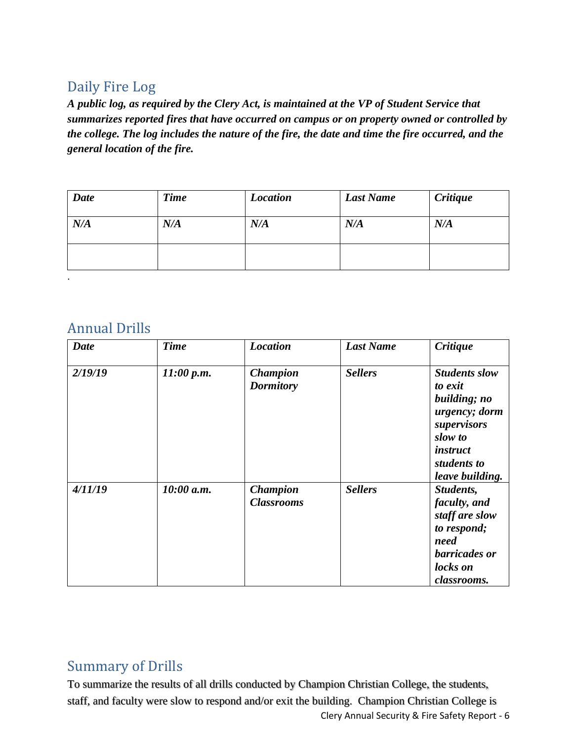## Daily Fire Log

***A public log, as required by the Clery Act, is maintained at the VP of Student Service that summarizes reported fires that have occurred on campus or on property owned or controlled by the college. The log includes the nature of the fire, the date and time the fire occurred, and the general location of the fire.***

| *Date* | *Time* | *Location* | *Last Name* | *Critique* |
|---|---|---|---|---|
| *N/A* | *N/A* | *N/A* | *N/A* | *N/A* |
| | | | | |

.

## Annual Drills

| *Date* | *Time* | *Location* | *Last Name* | *Critique* |
|---|---|---|---|---|
| *2/19/19* | *11:00 p.m.* | *Champion Dormitory* | *Sellers* | *Students slow to exit building; no urgency; dorm supervisors slow to instruct students to leave building.* |
| *4/11/19* | *10:00 a.m.* | *Champion Classrooms* | *Sellers* | *Students, faculty, and staff are slow to respond; need barricades or locks on classrooms.* |

## Summary of Drills

To summarize the results of all drills conducted by Champion Christian College, the students, staff, and faculty were slow to respond and/or exit the building. Champion Christian College is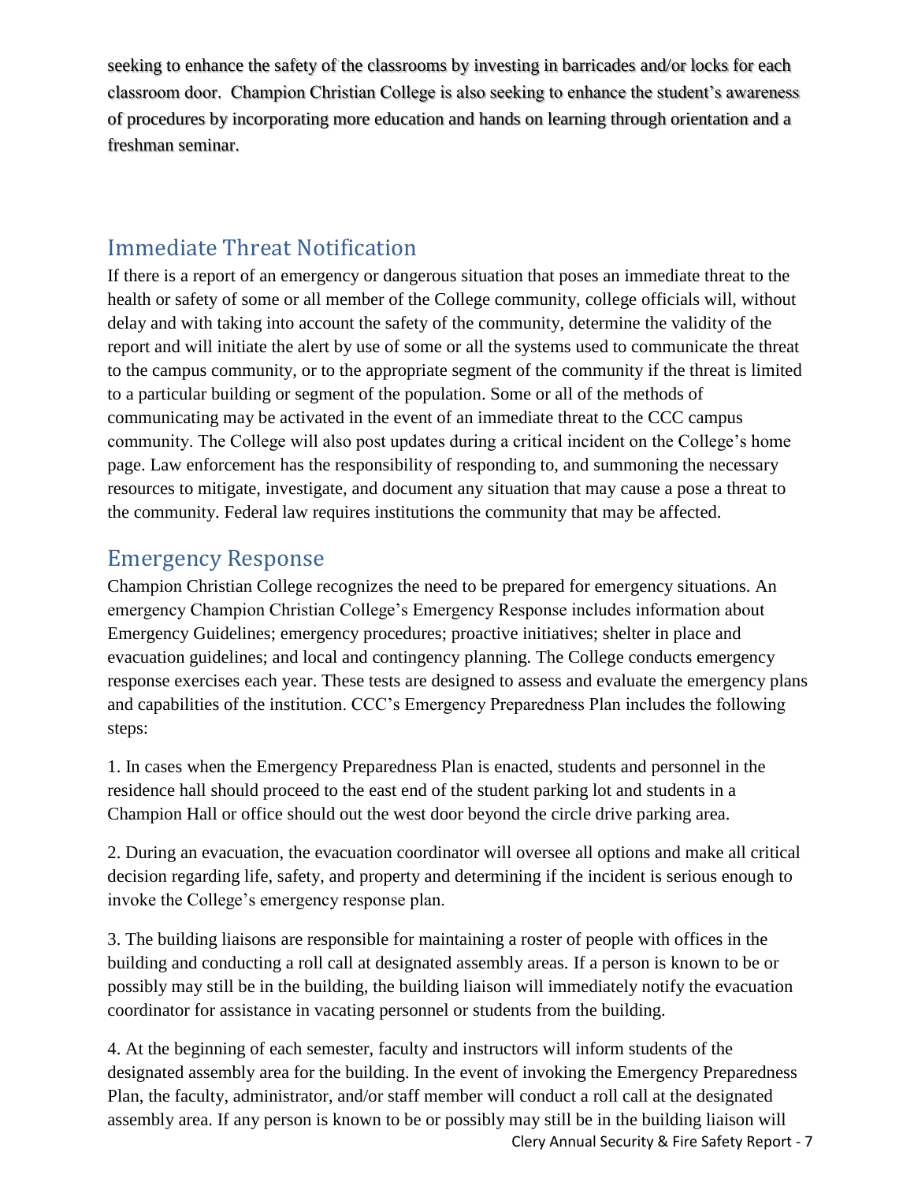seeking to enhance the safety of the classrooms by investing in barricades and/or locks for each classroom door. Champion Christian College is also seeking to enhance the student's awareness of procedures by incorporating more education and hands on learning through orientation and a freshman seminar.

## Immediate Threat Notification

If there is a report of an emergency or dangerous situation that poses an immediate threat to the health or safety of some or all member of the College community, college officials will, without delay and with taking into account the safety of the community, determine the validity of the report and will initiate the alert by use of some or all the systems used to communicate the threat to the campus community, or to the appropriate segment of the community if the threat is limited to a particular building or segment of the population. Some or all of the methods of communicating may be activated in the event of an immediate threat to the CCC campus community. The College will also post updates during a critical incident on the College's home page. Law enforcement has the responsibility of responding to, and summoning the necessary resources to mitigate, investigate, and document any situation that may cause a pose a threat to the community. Federal law requires institutions the community that may be affected.

## Emergency Response

Champion Christian College recognizes the need to be prepared for emergency situations. An emergency Champion Christian College's Emergency Response includes information about Emergency Guidelines; emergency procedures; proactive initiatives; shelter in place and evacuation guidelines; and local and contingency planning. The College conducts emergency response exercises each year. These tests are designed to assess and evaluate the emergency plans and capabilities of the institution. CCC's Emergency Preparedness Plan includes the following steps:

1. In cases when the Emergency Preparedness Plan is enacted, students and personnel in the residence hall should proceed to the east end of the student parking lot and students in a Champion Hall or office should out the west door beyond the circle drive parking area.

2. During an evacuation, the evacuation coordinator will oversee all options and make all critical decision regarding life, safety, and property and determining if the incident is serious enough to invoke the College's emergency response plan.

3. The building liaisons are responsible for maintaining a roster of people with offices in the building and conducting a roll call at designated assembly areas. If a person is known to be or possibly may still be in the building, the building liaison will immediately notify the evacuation coordinator for assistance in vacating personnel or students from the building.

4. At the beginning of each semester, faculty and instructors will inform students of the designated assembly area for the building. In the event of invoking the Emergency Preparedness Plan, the faculty, administrator, and/or staff member will conduct a roll call at the designated assembly area. If any person is known to be or possibly may still be in the building liaison will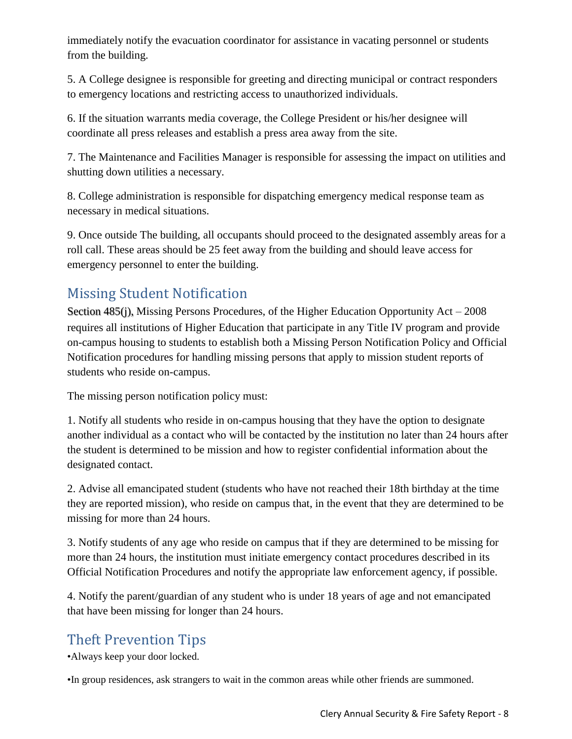immediately notify the evacuation coordinator for assistance in vacating personnel or students from the building.

5. A College designee is responsible for greeting and directing municipal or contract responders to emergency locations and restricting access to unauthorized individuals.

6. If the situation warrants media coverage, the College President or his/her designee will coordinate all press releases and establish a press area away from the site.

7. The Maintenance and Facilities Manager is responsible for assessing the impact on utilities and shutting down utilities a necessary.

8. College administration is responsible for dispatching emergency medical response team as necessary in medical situations.

9. Once outside The building, all occupants should proceed to the designated assembly areas for a roll call. These areas should be 25 feet away from the building and should leave access for emergency personnel to enter the building.

## Missing Student Notification

Section 485(j), Missing Persons Procedures, of the Higher Education Opportunity Act – 2008 requires all institutions of Higher Education that participate in any Title IV program and provide on-campus housing to students to establish both a Missing Person Notification Policy and Official Notification procedures for handling missing persons that apply to mission student reports of students who reside on-campus.

The missing person notification policy must:

1. Notify all students who reside in on-campus housing that they have the option to designate another individual as a contact who will be contacted by the institution no later than 24 hours after the student is determined to be mission and how to register confidential information about the designated contact.

2. Advise all emancipated student (students who have not reached their 18th birthday at the time they are reported mission), who reside on campus that, in the event that they are determined to be missing for more than 24 hours.

3. Notify students of any age who reside on campus that if they are determined to be missing for more than 24 hours, the institution must initiate emergency contact procedures described in its Official Notification Procedures and notify the appropriate law enforcement agency, if possible.

4. Notify the parent/guardian of any student who is under 18 years of age and not emancipated that have been missing for longer than 24 hours.

## Theft Prevention Tips

•Always keep your door locked.

•In group residences, ask strangers to wait in the common areas while other friends are summoned.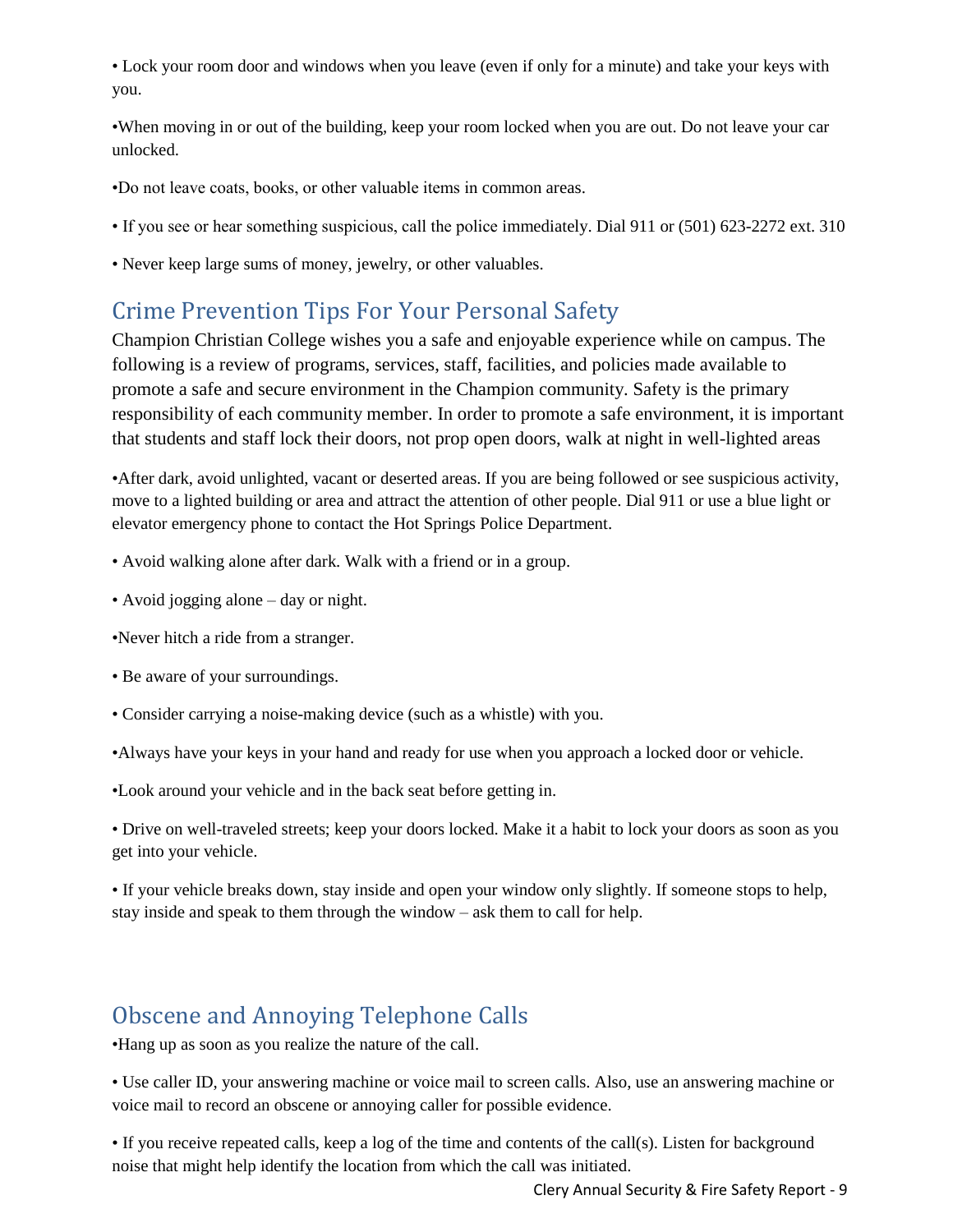- Lock your room door and windows when you leave (even if only for a minute) and take your keys with you.

- When moving in or out of the building, keep your room locked when you are out. Do not leave your car unlocked.

- Do not leave coats, books, or other valuable items in common areas.

- If you see or hear something suspicious, call the police immediately. Dial 911 or (501) 623-2272 ext. 310

- Never keep large sums of money, jewelry, or other valuables.

## Crime Prevention Tips For Your Personal Safety

Champion Christian College wishes you a safe and enjoyable experience while on campus. The following is a review of programs, services, staff, facilities, and policies made available to promote a safe and secure environment in the Champion community. Safety is the primary responsibility of each community member. In order to promote a safe environment, it is important that students and staff lock their doors, not prop open doors, walk at night in well-lighted areas

- After dark, avoid unlighted, vacant or deserted areas. If you are being followed or see suspicious activity, move to a lighted building or area and attract the attention of other people. Dial 911 or use a blue light or elevator emergency phone to contact the Hot Springs Police Department.

- Avoid walking alone after dark. Walk with a friend or in a group.

- Avoid jogging alone – day or night.

- Never hitch a ride from a stranger.

- Be aware of your surroundings.

- Consider carrying a noise-making device (such as a whistle) with you.

- Always have your keys in your hand and ready for use when you approach a locked door or vehicle.

- Look around your vehicle and in the back seat before getting in.

- Drive on well-traveled streets; keep your doors locked. Make it a habit to lock your doors as soon as you get into your vehicle.

- If your vehicle breaks down, stay inside and open your window only slightly. If someone stops to help, stay inside and speak to them through the window – ask them to call for help.

## Obscene and Annoying Telephone Calls

- Hang up as soon as you realize the nature of the call.

- Use caller ID, your answering machine or voice mail to screen calls. Also, use an answering machine or voice mail to record an obscene or annoying caller for possible evidence.

- If you receive repeated calls, keep a log of the time and contents of the call(s). Listen for background noise that might help identify the location from which the call was initiated.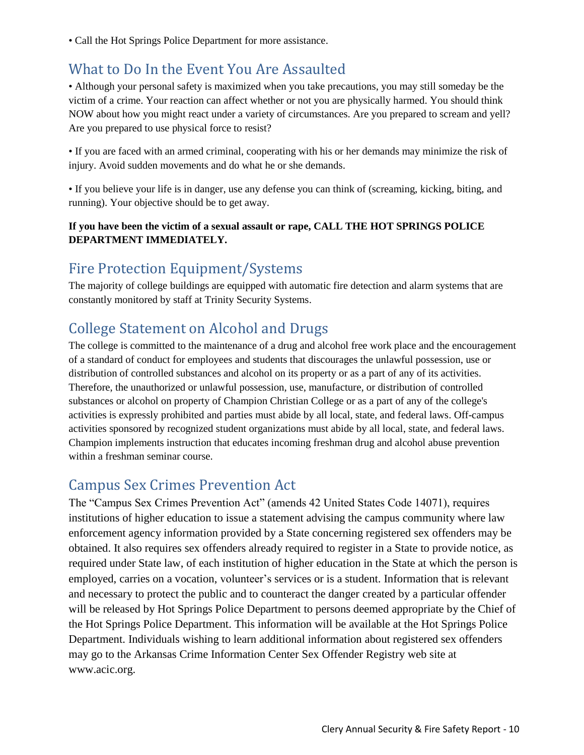• Call the Hot Springs Police Department for more assistance.

## What to Do In the Event You Are Assaulted

• Although your personal safety is maximized when you take precautions, you may still someday be the victim of a crime. Your reaction can affect whether or not you are physically harmed. You should think NOW about how you might react under a variety of circumstances. Are you prepared to scream and yell? Are you prepared to use physical force to resist?

• If you are faced with an armed criminal, cooperating with his or her demands may minimize the risk of injury. Avoid sudden movements and do what he or she demands.

• If you believe your life is in danger, use any defense you can think of (screaming, kicking, biting, and running). Your objective should be to get away.

**If you have been the victim of a sexual assault or rape, CALL THE HOT SPRINGS POLICE DEPARTMENT IMMEDIATELY.**

## Fire Protection Equipment/Systems

The majority of college buildings are equipped with automatic fire detection and alarm systems that are constantly monitored by staff at Trinity Security Systems.

## College Statement on Alcohol and Drugs

The college is committed to the maintenance of a drug and alcohol free work place and the encouragement of a standard of conduct for employees and students that discourages the unlawful possession, use or distribution of controlled substances and alcohol on its property or as a part of any of its activities. Therefore, the unauthorized or unlawful possession, use, manufacture, or distribution of controlled substances or alcohol on property of Champion Christian College or as a part of any of the college's activities is expressly prohibited and parties must abide by all local, state, and federal laws. Off-campus activities sponsored by recognized student organizations must abide by all local, state, and federal laws. Champion implements instruction that educates incoming freshman drug and alcohol abuse prevention within a freshman seminar course.

## Campus Sex Crimes Prevention Act

The "Campus Sex Crimes Prevention Act" (amends 42 United States Code 14071), requires institutions of higher education to issue a statement advising the campus community where law enforcement agency information provided by a State concerning registered sex offenders may be obtained. It also requires sex offenders already required to register in a State to provide notice, as required under State law, of each institution of higher education in the State at which the person is employed, carries on a vocation, volunteer's services or is a student. Information that is relevant and necessary to protect the public and to counteract the danger created by a particular offender will be released by Hot Springs Police Department to persons deemed appropriate by the Chief of the Hot Springs Police Department. This information will be available at the Hot Springs Police Department. Individuals wishing to learn additional information about registered sex offenders may go to the Arkansas Crime Information Center Sex Offender Registry web site at www.acic.org.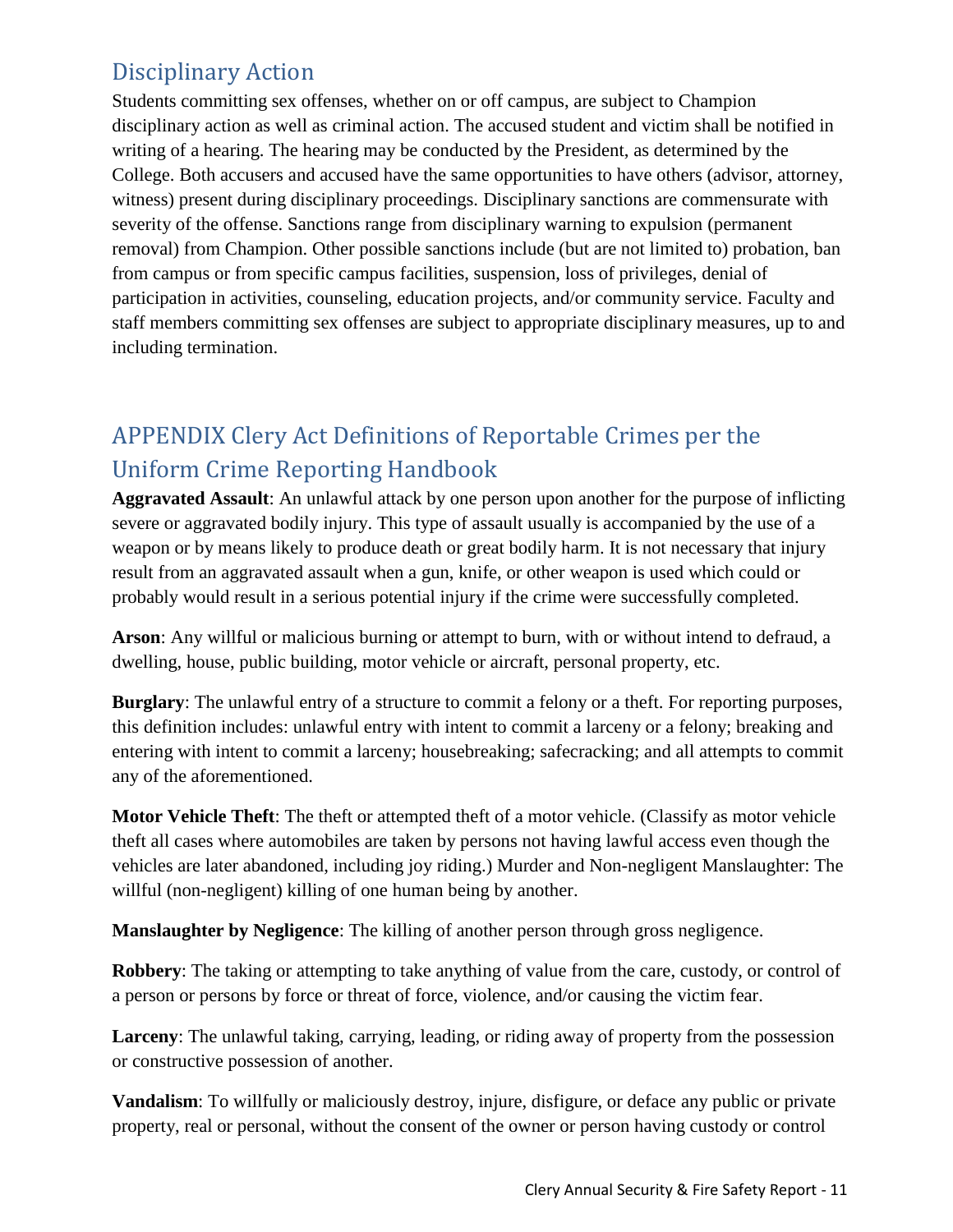## Disciplinary Action

Students committing sex offenses, whether on or off campus, are subject to Champion disciplinary action as well as criminal action. The accused student and victim shall be notified in writing of a hearing. The hearing may be conducted by the President, as determined by the College. Both accusers and accused have the same opportunities to have others (advisor, attorney, witness) present during disciplinary proceedings. Disciplinary sanctions are commensurate with severity of the offense. Sanctions range from disciplinary warning to expulsion (permanent removal) from Champion. Other possible sanctions include (but are not limited to) probation, ban from campus or from specific campus facilities, suspension, loss of privileges, denial of participation in activities, counseling, education projects, and/or community service. Faculty and staff members committing sex offenses are subject to appropriate disciplinary measures, up to and including termination.

## APPENDIX Clery Act Definitions of Reportable Crimes per the Uniform Crime Reporting Handbook

**Aggravated Assault**: An unlawful attack by one person upon another for the purpose of inflicting severe or aggravated bodily injury. This type of assault usually is accompanied by the use of a weapon or by means likely to produce death or great bodily harm. It is not necessary that injury result from an aggravated assault when a gun, knife, or other weapon is used which could or probably would result in a serious potential injury if the crime were successfully completed.

**Arson**: Any willful or malicious burning or attempt to burn, with or without intend to defraud, a dwelling, house, public building, motor vehicle or aircraft, personal property, etc.

**Burglary**: The unlawful entry of a structure to commit a felony or a theft. For reporting purposes, this definition includes: unlawful entry with intent to commit a larceny or a felony; breaking and entering with intent to commit a larceny; housebreaking; safecracking; and all attempts to commit any of the aforementioned.

**Motor Vehicle Theft**: The theft or attempted theft of a motor vehicle. (Classify as motor vehicle theft all cases where automobiles are taken by persons not having lawful access even though the vehicles are later abandoned, including joy riding.) Murder and Non-negligent Manslaughter: The willful (non-negligent) killing of one human being by another.

**Manslaughter by Negligence**: The killing of another person through gross negligence.

**Robbery**: The taking or attempting to take anything of value from the care, custody, or control of a person or persons by force or threat of force, violence, and/or causing the victim fear.

**Larceny**: The unlawful taking, carrying, leading, or riding away of property from the possession or constructive possession of another.

**Vandalism**: To willfully or maliciously destroy, injure, disfigure, or deface any public or private property, real or personal, without the consent of the owner or person having custody or control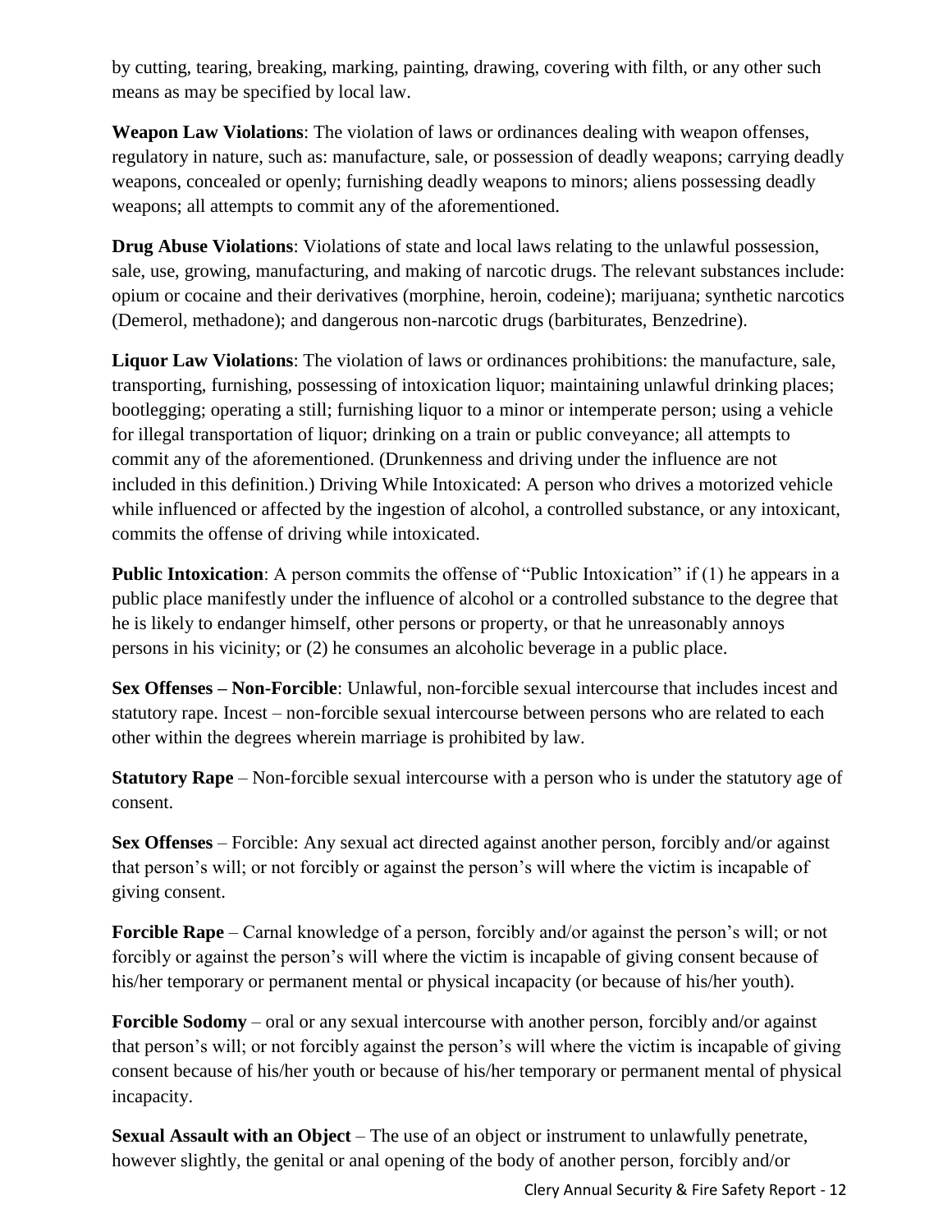by cutting, tearing, breaking, marking, painting, drawing, covering with filth, or any other such means as may be specified by local law.

**Weapon Law Violations**: The violation of laws or ordinances dealing with weapon offenses, regulatory in nature, such as: manufacture, sale, or possession of deadly weapons; carrying deadly weapons, concealed or openly; furnishing deadly weapons to minors; aliens possessing deadly weapons; all attempts to commit any of the aforementioned.

**Drug Abuse Violations**: Violations of state and local laws relating to the unlawful possession, sale, use, growing, manufacturing, and making of narcotic drugs. The relevant substances include: opium or cocaine and their derivatives (morphine, heroin, codeine); marijuana; synthetic narcotics (Demerol, methadone); and dangerous non-narcotic drugs (barbiturates, Benzedrine).

**Liquor Law Violations**: The violation of laws or ordinances prohibitions: the manufacture, sale, transporting, furnishing, possessing of intoxication liquor; maintaining unlawful drinking places; bootlegging; operating a still; furnishing liquor to a minor or intemperate person; using a vehicle for illegal transportation of liquor; drinking on a train or public conveyance; all attempts to commit any of the aforementioned. (Drunkenness and driving under the influence are not included in this definition.) Driving While Intoxicated: A person who drives a motorized vehicle while influenced or affected by the ingestion of alcohol, a controlled substance, or any intoxicant, commits the offense of driving while intoxicated.

**Public Intoxication**: A person commits the offense of "Public Intoxication" if (1) he appears in a public place manifestly under the influence of alcohol or a controlled substance to the degree that he is likely to endanger himself, other persons or property, or that he unreasonably annoys persons in his vicinity; or (2) he consumes an alcoholic beverage in a public place.

**Sex Offenses – Non-Forcible**: Unlawful, non-forcible sexual intercourse that includes incest and statutory rape. Incest – non-forcible sexual intercourse between persons who are related to each other within the degrees wherein marriage is prohibited by law.

**Statutory Rape** – Non-forcible sexual intercourse with a person who is under the statutory age of consent.

**Sex Offenses** – Forcible: Any sexual act directed against another person, forcibly and/or against that person's will; or not forcibly or against the person's will where the victim is incapable of giving consent.

**Forcible Rape** – Carnal knowledge of a person, forcibly and/or against the person's will; or not forcibly or against the person's will where the victim is incapable of giving consent because of his/her temporary or permanent mental or physical incapacity (or because of his/her youth).

**Forcible Sodomy** – oral or any sexual intercourse with another person, forcibly and/or against that person's will; or not forcibly against the person's will where the victim is incapable of giving consent because of his/her youth or because of his/her temporary or permanent mental of physical incapacity.

**Sexual Assault with an Object** – The use of an object or instrument to unlawfully penetrate, however slightly, the genital or anal opening of the body of another person, forcibly and/or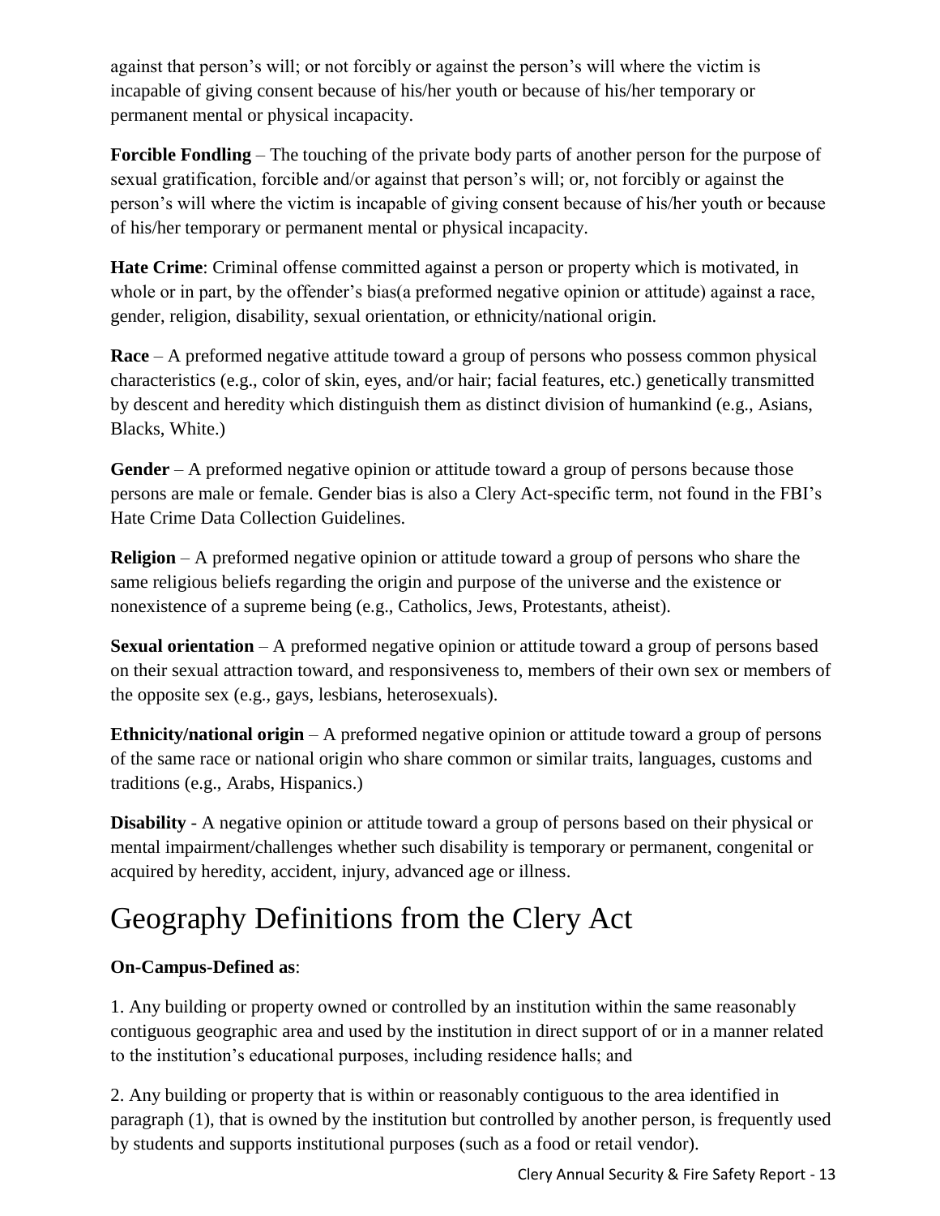against that person's will; or not forcibly or against the person's will where the victim is incapable of giving consent because of his/her youth or because of his/her temporary or permanent mental or physical incapacity.

**Forcible Fondling** – The touching of the private body parts of another person for the purpose of sexual gratification, forcible and/or against that person's will; or, not forcibly or against the person's will where the victim is incapable of giving consent because of his/her youth or because of his/her temporary or permanent mental or physical incapacity.

**Hate Crime**: Criminal offense committed against a person or property which is motivated, in whole or in part, by the offender's bias(a preformed negative opinion or attitude) against a race, gender, religion, disability, sexual orientation, or ethnicity/national origin.

**Race** – A preformed negative attitude toward a group of persons who possess common physical characteristics (e.g., color of skin, eyes, and/or hair; facial features, etc.) genetically transmitted by descent and heredity which distinguish them as distinct division of humankind (e.g., Asians, Blacks, White.)

**Gender** – A preformed negative opinion or attitude toward a group of persons because those persons are male or female. Gender bias is also a Clery Act-specific term, not found in the FBI's Hate Crime Data Collection Guidelines.

**Religion** – A preformed negative opinion or attitude toward a group of persons who share the same religious beliefs regarding the origin and purpose of the universe and the existence or nonexistence of a supreme being (e.g., Catholics, Jews, Protestants, atheist).

**Sexual orientation** – A preformed negative opinion or attitude toward a group of persons based on their sexual attraction toward, and responsiveness to, members of their own sex or members of the opposite sex (e.g., gays, lesbians, heterosexuals).

**Ethnicity/national origin** – A preformed negative opinion or attitude toward a group of persons of the same race or national origin who share common or similar traits, languages, customs and traditions (e.g., Arabs, Hispanics.)

**Disability** - A negative opinion or attitude toward a group of persons based on their physical or mental impairment/challenges whether such disability is temporary or permanent, congenital or acquired by heredity, accident, injury, advanced age or illness.

# Geography Definitions from the Clery Act

**On-Campus-Defined as**:

1. Any building or property owned or controlled by an institution within the same reasonably contiguous geographic area and used by the institution in direct support of or in a manner related to the institution's educational purposes, including residence halls; and

2. Any building or property that is within or reasonably contiguous to the area identified in paragraph (1), that is owned by the institution but controlled by another person, is frequently used by students and supports institutional purposes (such as a food or retail vendor).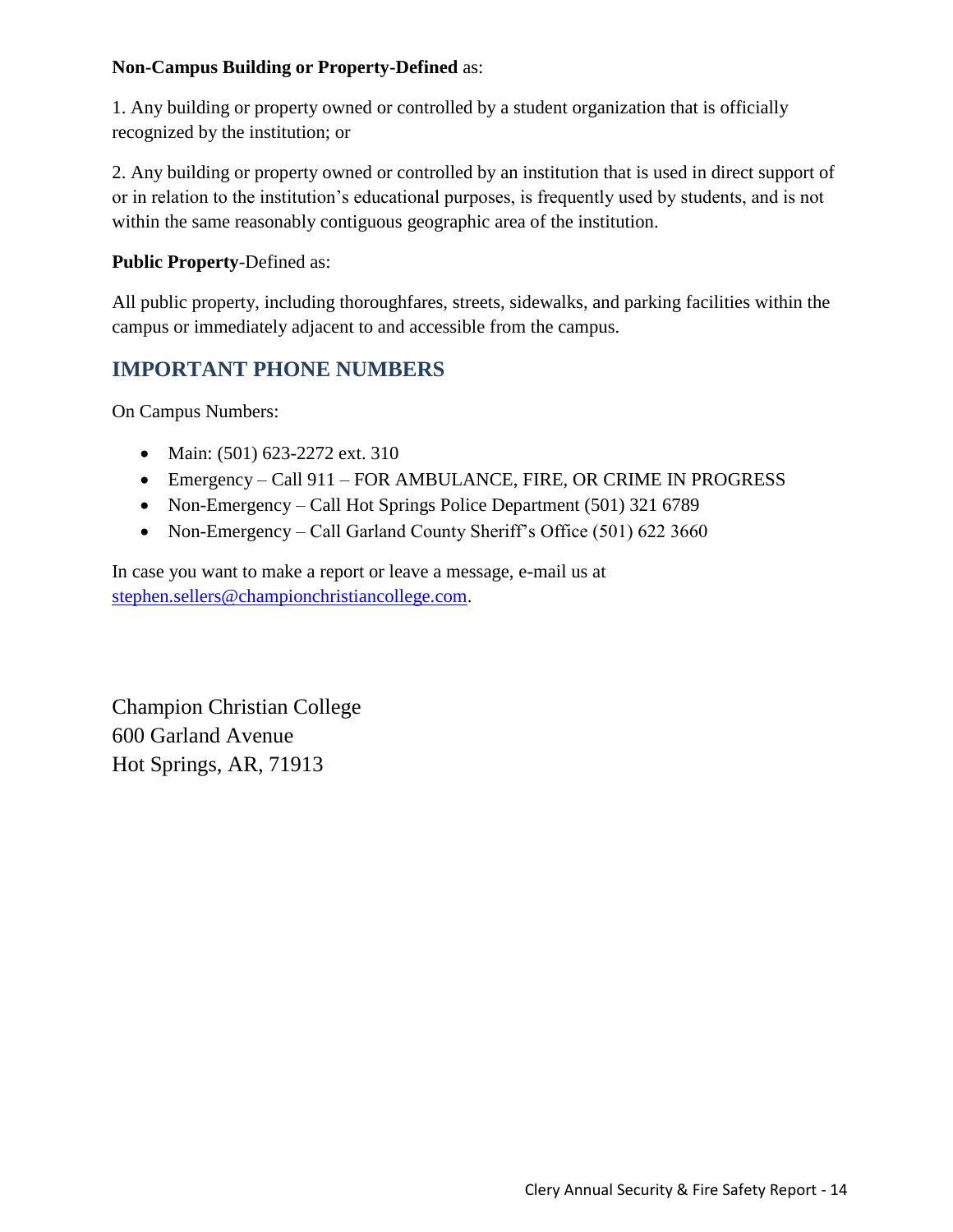**Non-Campus Building or Property-Defined** as:

1. Any building or property owned or controlled by a student organization that is officially recognized by the institution; or

2. Any building or property owned or controlled by an institution that is used in direct support of or in relation to the institution's educational purposes, is frequently used by students, and is not within the same reasonably contiguous geographic area of the institution.

**Public Property**-Defined as:

All public property, including thoroughfares, streets, sidewalks, and parking facilities within the campus or immediately adjacent to and accessible from the campus.

## IMPORTANT PHONE NUMBERS

On Campus Numbers:

- Main: (501) 623-2272 ext. 310
- Emergency – Call 911 – FOR AMBULANCE, FIRE, OR CRIME IN PROGRESS
- Non-Emergency – Call Hot Springs Police Department (501) 321 6789
- Non-Emergency – Call Garland County Sheriff's Office (501) 622 3660

In case you want to make a report or leave a message, e-mail us at stephen.sellers@championchristiancollege.com.

Champion Christian College
600 Garland Avenue
Hot Springs, AR, 71913